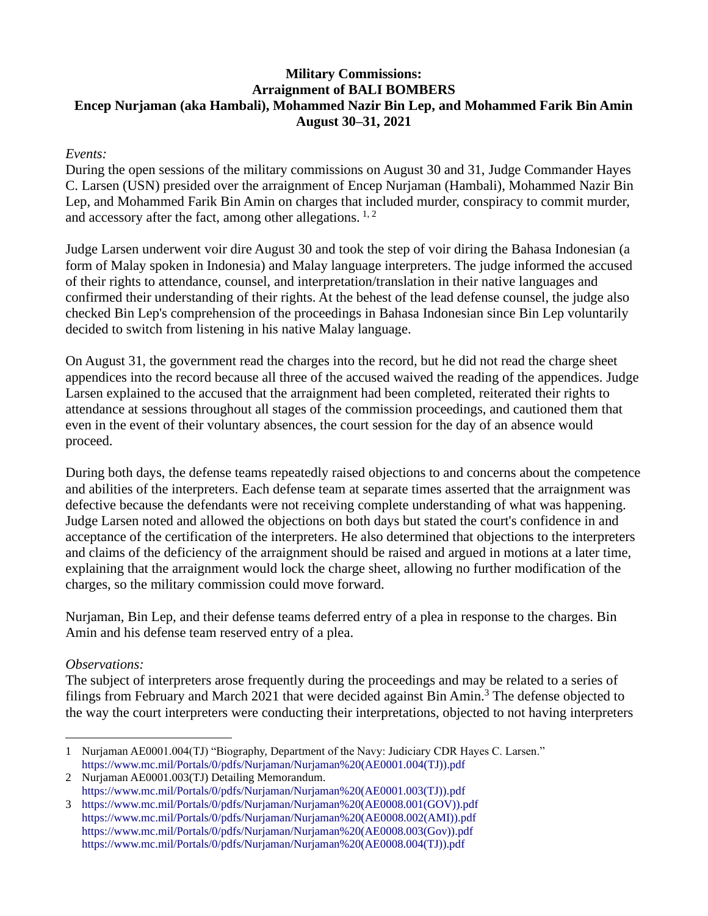# Military Commissions: Arraignment of BALI BOMBERS
## Encep Nurjaman (aka Hambali), Mohammed Nazir Bin Lep, and Mohammed Farik Bin Amin
## August 30–31, 2021

*Events:*

During the open sessions of the military commissions on August 30 and 31, Judge Commander Hayes C. Larsen (USN) presided over the arraignment of Encep Nurjaman (Hambali), Mohammed Nazir Bin Lep, and Mohammed Farik Bin Amin on charges that included murder, conspiracy to commit murder, and accessory after the fact, among other allegations. [1, 2]

Judge Larsen underwent voir dire August 30 and took the step of voir diring the Bahasa Indonesian (a form of Malay spoken in Indonesia) and Malay language interpreters. The judge informed the accused of their rights to attendance, counsel, and interpretation/translation in their native languages and confirmed their understanding of their rights. At the behest of the lead defense counsel, the judge also checked Bin Lep's comprehension of the proceedings in Bahasa Indonesian since Bin Lep voluntarily decided to switch from listening in his native Malay language.

On August 31, the government read the charges into the record, but he did not read the charge sheet appendices into the record because all three of the accused waived the reading of the appendices. Judge Larsen explained to the accused that the arraignment had been completed, reiterated their rights to attendance at sessions throughout all stages of the commission proceedings, and cautioned them that even in the event of their voluntary absences, the court session for the day of an absence would proceed.

During both days, the defense teams repeatedly raised objections to and concerns about the competence and abilities of the interpreters. Each defense team at separate times asserted that the arraignment was defective because the defendants were not receiving complete understanding of what was happening. Judge Larsen noted and allowed the objections on both days but stated the court's confidence in and acceptance of the certification of the interpreters. He also determined that objections to the interpreters and claims of the deficiency of the arraignment should be raised and argued in motions at a later time, explaining that the arraignment would lock the charge sheet, allowing no further modification of the charges, so the military commission could move forward.

Nurjaman, Bin Lep, and their defense teams deferred entry of a plea in response to the charges. Bin Amin and his defense team reserved entry of a plea.

*Observations:*

The subject of interpreters arose frequently during the proceedings and may be related to a series of filings from February and March 2021 that were decided against Bin Amin.[3] The defense objected to the way the court interpreters were conducting their interpretations, objected to not having interpreters

---

1 Nurjaman AE0001.004(TJ) "Biography, Department of the Navy: Judiciary CDR Hayes C. Larsen." https://www.mc.mil/Portals/0/pdfs/Nurjaman/Nurjaman%20(AE0001.004(TJ)).pdf

2 Nurjaman AE0001.003(TJ) Detailing Memorandum. https://www.mc.mil/Portals/0/pdfs/Nurjaman/Nurjaman%20(AE0001.003(TJ)).pdf

3 https://www.mc.mil/Portals/0/pdfs/Nurjaman/Nurjaman%20(AE0008.001(GOV)).pdf
https://www.mc.mil/Portals/0/pdfs/Nurjaman/Nurjaman%20(AE0008.002(AMI)).pdf
https://www.mc.mil/Portals/0/pdfs/Nurjaman/Nurjaman%20(AE0008.003(Gov)).pdf
https://www.mc.mil/Portals/0/pdfs/Nurjaman/Nurjaman%20(AE0008.004(TJ)).pdf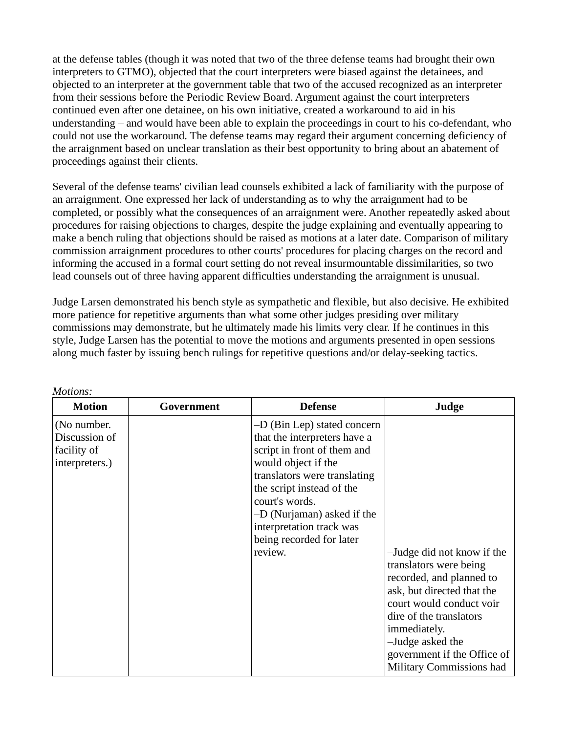at the defense tables (though it was noted that two of the three defense teams had brought their own interpreters to GTMO), objected that the court interpreters were biased against the detainees, and objected to an interpreter at the government table that two of the accused recognized as an interpreter from their sessions before the Periodic Review Board. Argument against the court interpreters continued even after one detainee, on his own initiative, created a workaround to aid in his understanding – and would have been able to explain the proceedings in court to his co-defendant, who could not use the workaround. The defense teams may regard their argument concerning deficiency of the arraignment based on unclear translation as their best opportunity to bring about an abatement of proceedings against their clients.

Several of the defense teams' civilian lead counsels exhibited a lack of familiarity with the purpose of an arraignment. One expressed her lack of understanding as to why the arraignment had to be completed, or possibly what the consequences of an arraignment were. Another repeatedly asked about procedures for raising objections to charges, despite the judge explaining and eventually appearing to make a bench ruling that objections should be raised as motions at a later date. Comparison of military commission arraignment procedures to other courts' procedures for placing charges on the record and informing the accused in a formal court setting do not reveal insurmountable dissimilarities, so two lead counsels out of three having apparent difficulties understanding the arraignment is unusual.

Judge Larsen demonstrated his bench style as sympathetic and flexible, but also decisive. He exhibited more patience for repetitive arguments than what some other judges presiding over military commissions may demonstrate, but he ultimately made his limits very clear. If he continues in this style, Judge Larsen has the potential to move the motions and arguments presented in open sessions along much faster by issuing bench rulings for repetitive questions and/or delay-seeking tactics.

*Motions:*

| Motion | Government | Defense | Judge |
|---|---|---|---|
| (No number. Discussion of facility of interpreters.) | | –D (Bin Lep) stated concern that the interpreters have a script in front of them and would object if the translators were translating the script instead of the court's words.<br>–D (Nurjaman) asked if the interpretation track was being recorded for later review. | –Judge did not know if the translators were being recorded, and planned to ask, but directed that the court would conduct voir dire of the translators immediately.<br>–Judge asked the government if the Office of Military Commissions had |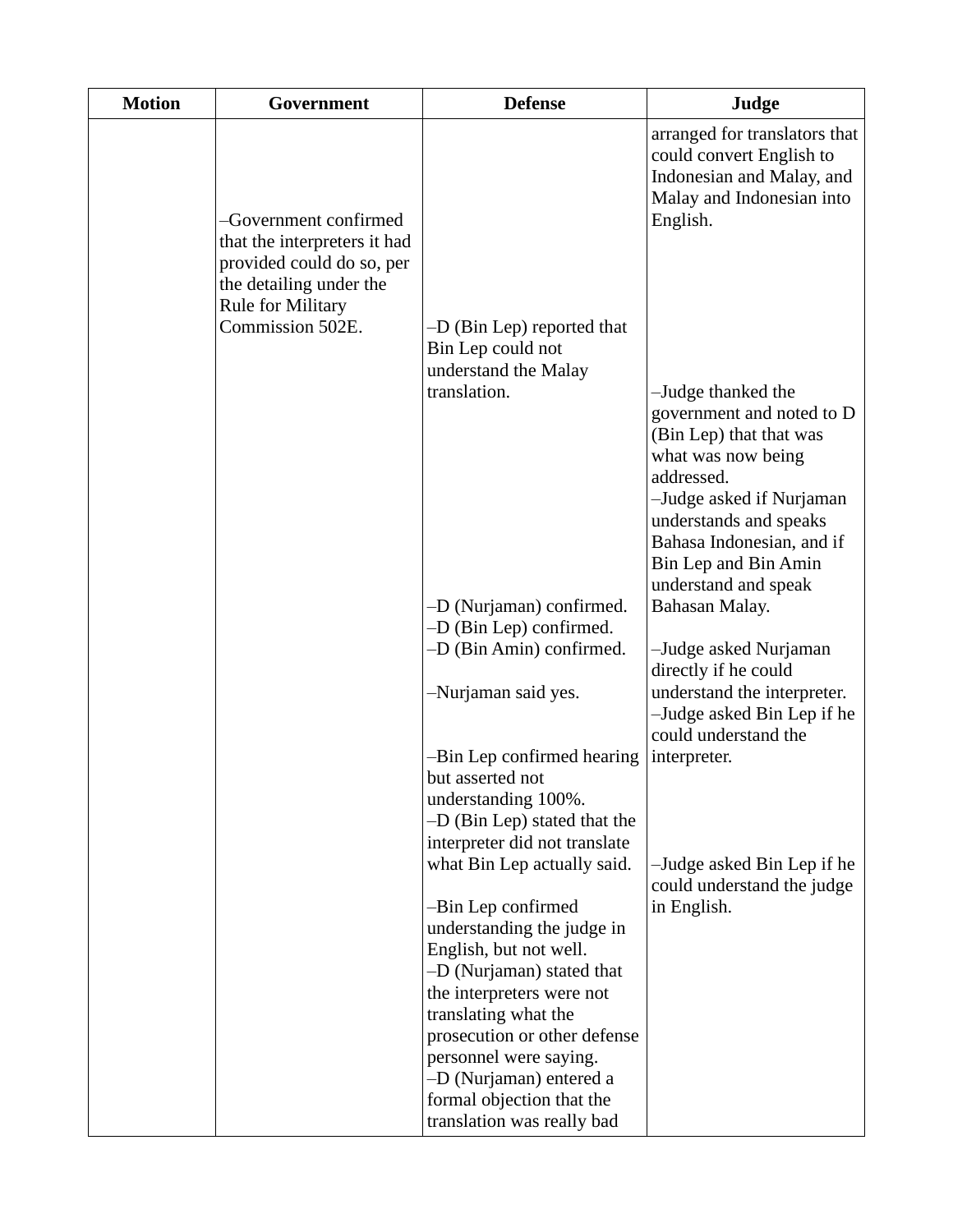| Motion | Government | Defense | Judge |
| --- | --- | --- | --- |
| | | | arranged for translators that could convert English to Indonesian and Malay, and Malay and Indonesian into English. |
| | –Government confirmed that the interpreters it had provided could do so, per the detailing under the Rule for Military Commission 502E. | | |
| | | –D (Bin Lep) reported that Bin Lep could not understand the Malay translation. | |
| | | | –Judge thanked the government and noted to D (Bin Lep) that that was what was now being addressed.<br>–Judge asked if Nurjaman understands and speaks Bahasa Indonesian, and if Bin Lep and Bin Amin understand and speak Bahasan Malay. |
| | | –D (Nurjaman) confirmed.<br>–D (Bin Lep) confirmed.<br>–D (Bin Amin) confirmed. | |
| | | | –Judge asked Nurjaman directly if he could understand the interpreter. |
| | | –Nurjaman said yes. | |
| | | | –Judge asked Bin Lep if he could understand the interpreter. |
| | | –Bin Lep confirmed hearing but asserted not understanding 100%.<br>–D (Bin Lep) stated that the interpreter did not translate what Bin Lep actually said. | |
| | | | –Judge asked Bin Lep if he could understand the judge in English. |
| | | –Bin Lep confirmed understanding the judge in English, but not well.<br>–D (Nurjaman) stated that the interpreters were not translating what the prosecution or other defense personnel were saying.<br>–D (Nurjaman) entered a formal objection that the translation was really bad | |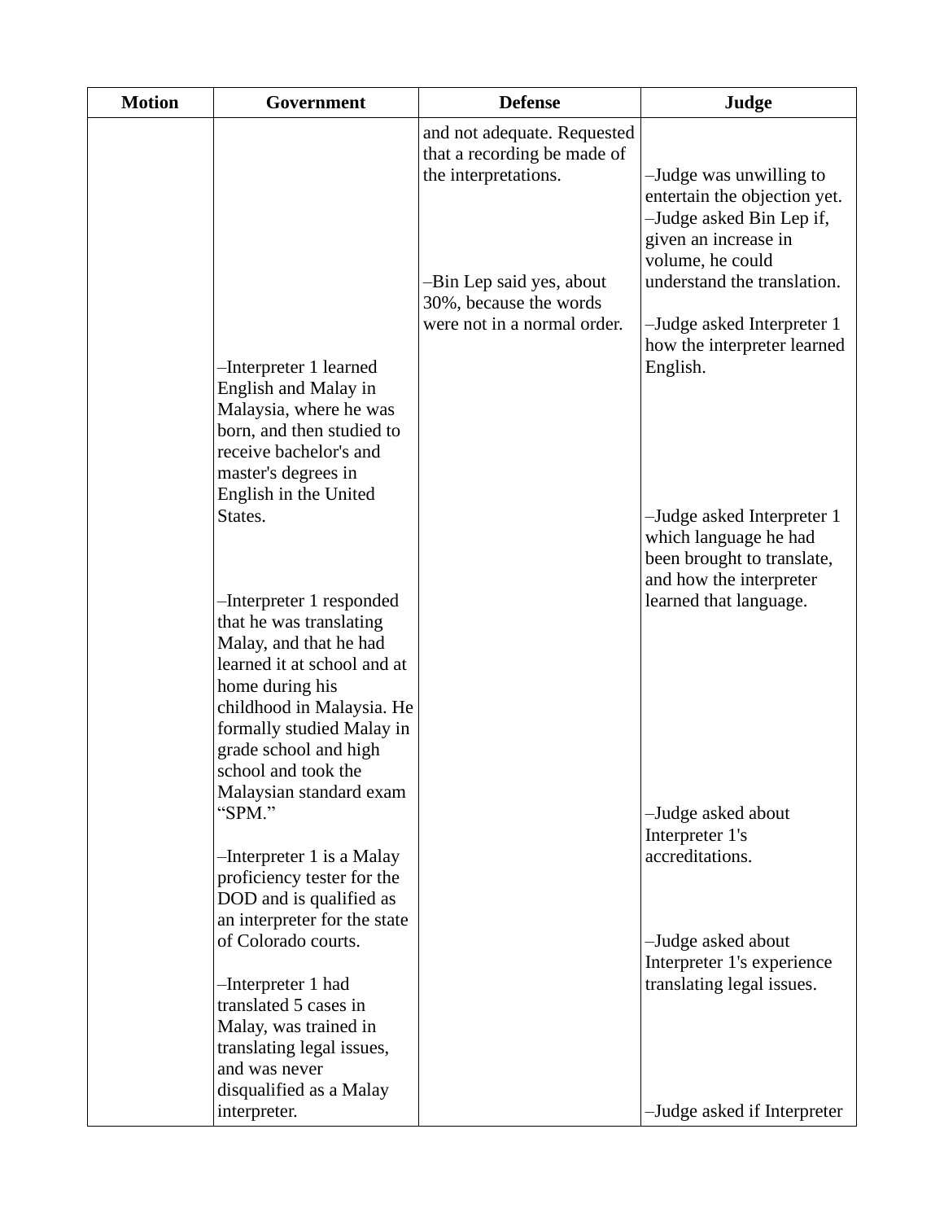| Motion | Government | Defense | Judge |
|---|---|---|---|
| | | and not adequate. Requested that a recording be made of the interpretations. | |
| | | | –Judge was unwilling to entertain the objection yet. |
| | | | –Judge asked Bin Lep if, given an increase in volume, he could understand the translation. |
| | | –Bin Lep said yes, about 30%, because the words were not in a normal order. | |
| | | | –Judge asked Interpreter 1 how the interpreter learned English. |
| | –Interpreter 1 learned English and Malay in Malaysia, where he was born, and then studied to receive bachelor's and master's degrees in English in the United States. | | |
| | | | –Judge asked Interpreter 1 which language he had been brought to translate, and how the interpreter learned that language. |
| | –Interpreter 1 responded that he was translating Malay, and that he had learned it at school and at home during his childhood in Malaysia. He formally studied Malay in grade school and high school and took the Malaysian standard exam "SPM." | | |
| | | | –Judge asked about Interpreter 1's accreditations. |
| | –Interpreter 1 is a Malay proficiency tester for the DOD and is qualified as an interpreter for the state of Colorado courts. | | |
| | | | –Judge asked about Interpreter 1's experience translating legal issues. |
| | –Interpreter 1 had translated 5 cases in Malay, was trained in translating legal issues, and was never disqualified as a Malay interpreter. | | |
| | | | –Judge asked if Interpreter |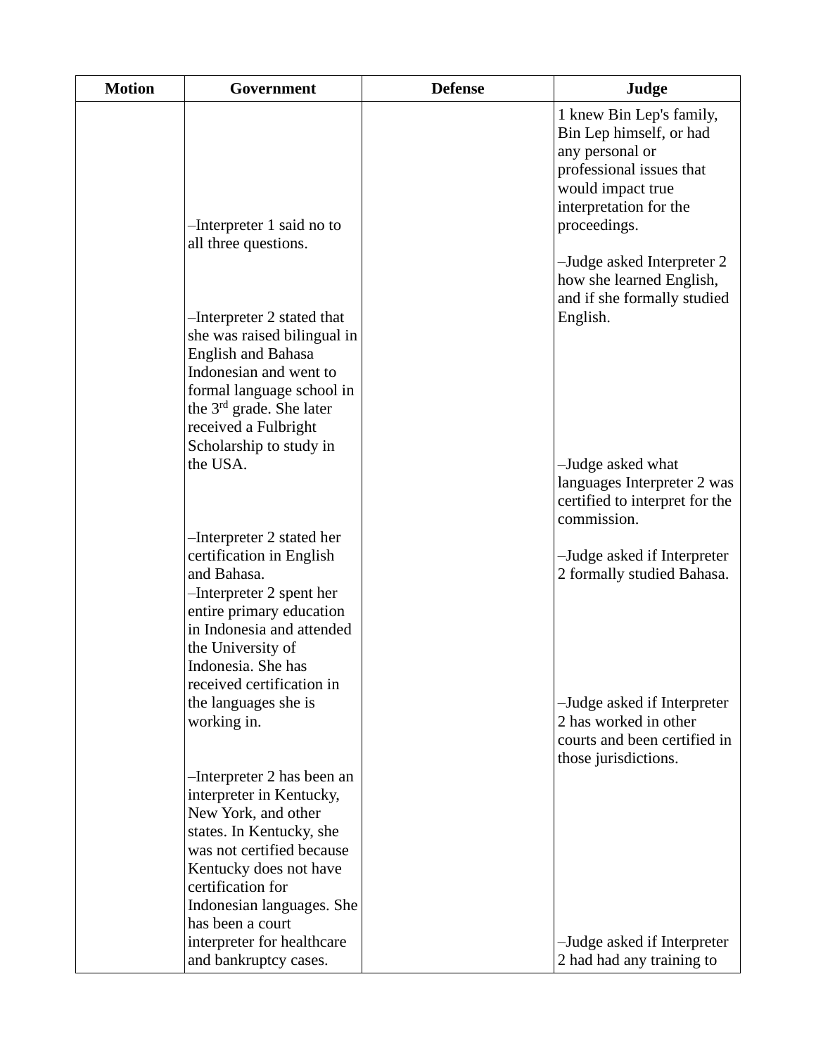| Motion | Government | Defense | Judge |
|---|---|---|---|
| | | | 1 knew Bin Lep's family, Bin Lep himself, or had any personal or professional issues that would impact true interpretation for the proceedings. |
| | –Interpreter 1 said no to all three questions. | | |
| | | | –Judge asked Interpreter 2 how she learned English, and if she formally studied English. |
| | –Interpreter 2 stated that she was raised bilingual in English and Bahasa Indonesian and went to formal language school in the 3rd grade. She later received a Fulbright Scholarship to study in the USA. | | |
| | | | –Judge asked what languages Interpreter 2 was certified to interpret for the commission. |
| | –Interpreter 2 stated her certification in English and Bahasa. | | |
| | | | –Judge asked if Interpreter 2 formally studied Bahasa. |
| | –Interpreter 2 spent her entire primary education in Indonesia and attended the University of Indonesia. She has received certification in the languages she is working in. | | |
| | | | –Judge asked if Interpreter 2 has worked in other courts and been certified in those jurisdictions. |
| | –Interpreter 2 has been an interpreter in Kentucky, New York, and other states. In Kentucky, she was not certified because Kentucky does not have certification for Indonesian languages. She has been a court interpreter for healthcare and bankruptcy cases. | | |
| | | | –Judge asked if Interpreter 2 had had any training to |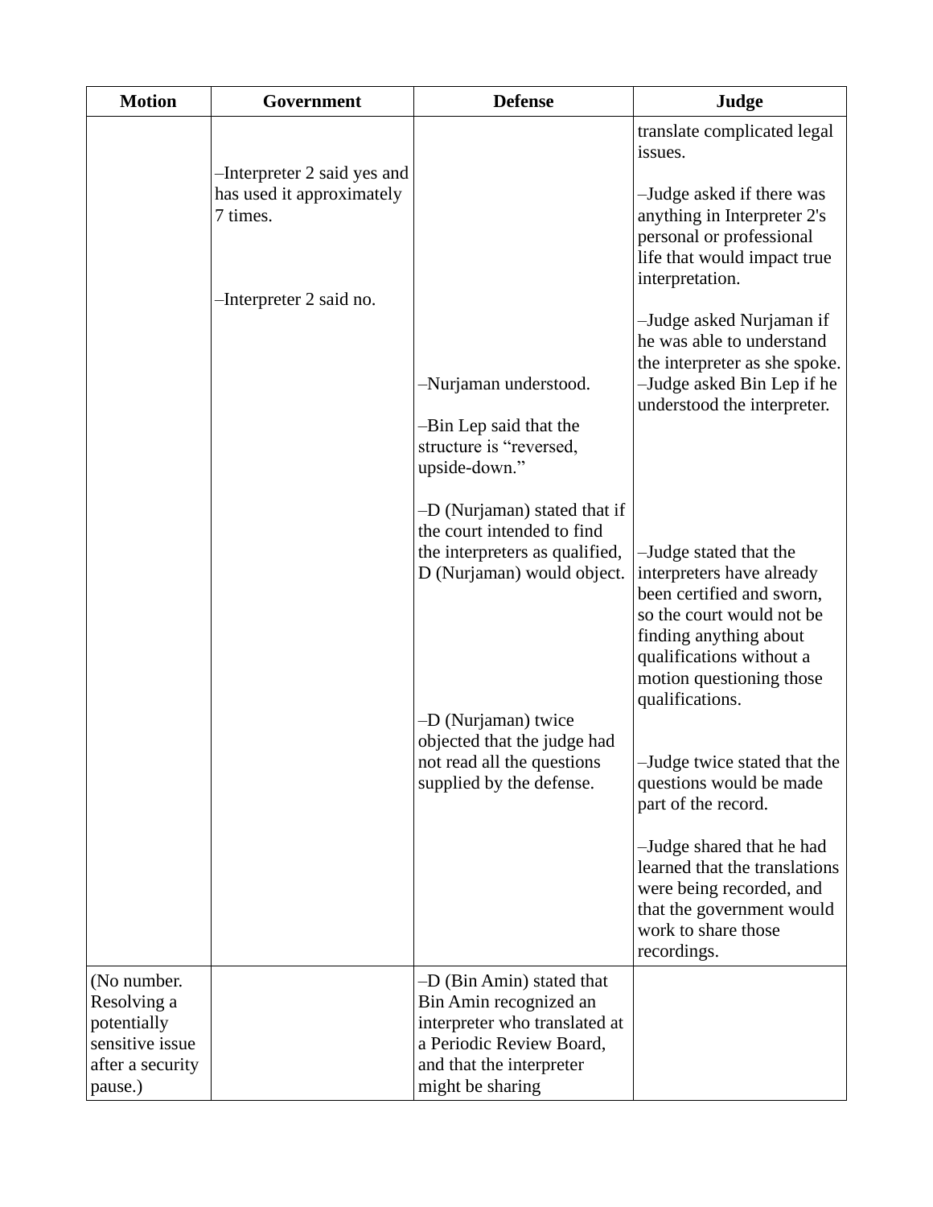| Motion | Government | Defense | Judge |
| --- | --- | --- | --- |
| | –Interpreter 2 said yes and has used it approximately 7 times.<br><br>–Interpreter 2 said no. | –Nurjaman understood.<br><br>–Bin Lep said that the structure is "reversed, upside-down."<br><br>–D (Nurjaman) stated that if the court intended to find the interpreters as qualified, D (Nurjaman) would object.<br><br>–D (Nurjaman) twice objected that the judge had not read all the questions supplied by the defense. | translate complicated legal issues.<br><br>–Judge asked if there was anything in Interpreter 2's personal or professional life that would impact true interpretation.<br><br>–Judge asked Nurjaman if he was able to understand the interpreter as she spoke.<br>–Judge asked Bin Lep if he understood the interpreter.<br><br>–Judge stated that the interpreters have already been certified and sworn, so the court would not be finding anything about qualifications without a motion questioning those qualifications.<br><br>–Judge twice stated that the questions would be made part of the record.<br><br>–Judge shared that he had learned that the translations were being recorded, and that the government would work to share those recordings. |
| (No number. Resolving a potentially sensitive issue after a security pause.) | | –D (Bin Amin) stated that Bin Amin recognized an interpreter who translated at a Periodic Review Board, and that the interpreter might be sharing | |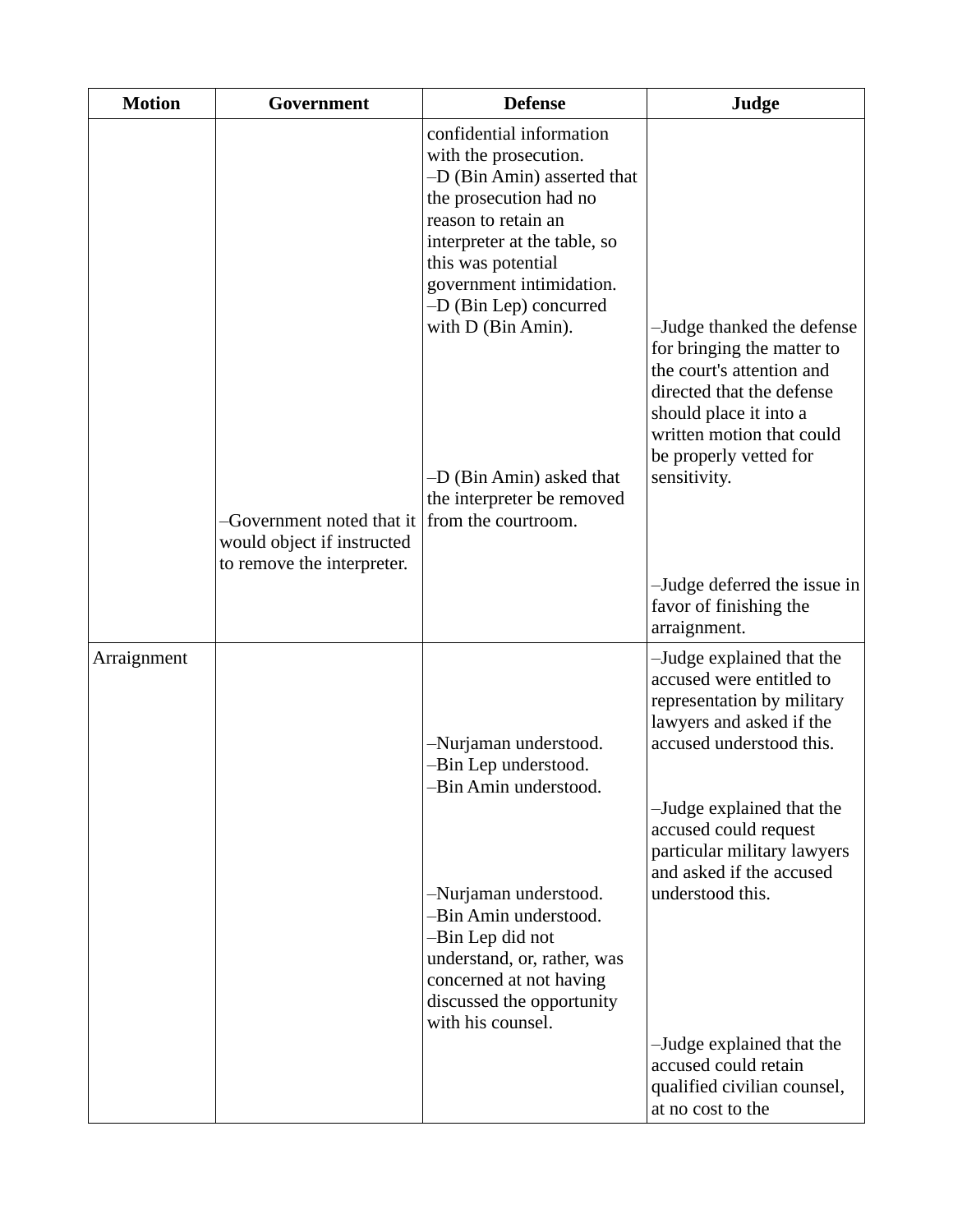| Motion | Government | Defense | Judge |
|---|---|---|---|
| | | confidential information with the prosecution.<br>–D (Bin Amin) asserted that the prosecution had no reason to retain an interpreter at the table, so this was potential government intimidation.<br>–D (Bin Lep) concurred with D (Bin Amin). | |
| | | | –Judge thanked the defense for bringing the matter to the court's attention and directed that the defense should place it into a written motion that could be properly vetted for sensitivity. |
| | | –D (Bin Amin) asked that the interpreter be removed from the courtroom. | |
| | –Government noted that it would object if instructed to remove the interpreter. | | |
| | | | –Judge deferred the issue in favor of finishing the arraignment. |
| Arraignment | | | –Judge explained that the accused were entitled to representation by military lawyers and asked if the accused understood this. |
| | | –Nurjaman understood.<br>–Bin Lep understood.<br>–Bin Amin understood. | |
| | | | –Judge explained that the accused could request particular military lawyers and asked if the accused understood this. |
| | | –Nurjaman understood.<br>–Bin Amin understood.<br>–Bin Lep did not understand, or, rather, was concerned at not having discussed the opportunity with his counsel. | |
| | | | –Judge explained that the accused could retain qualified civilian counsel, at no cost to the |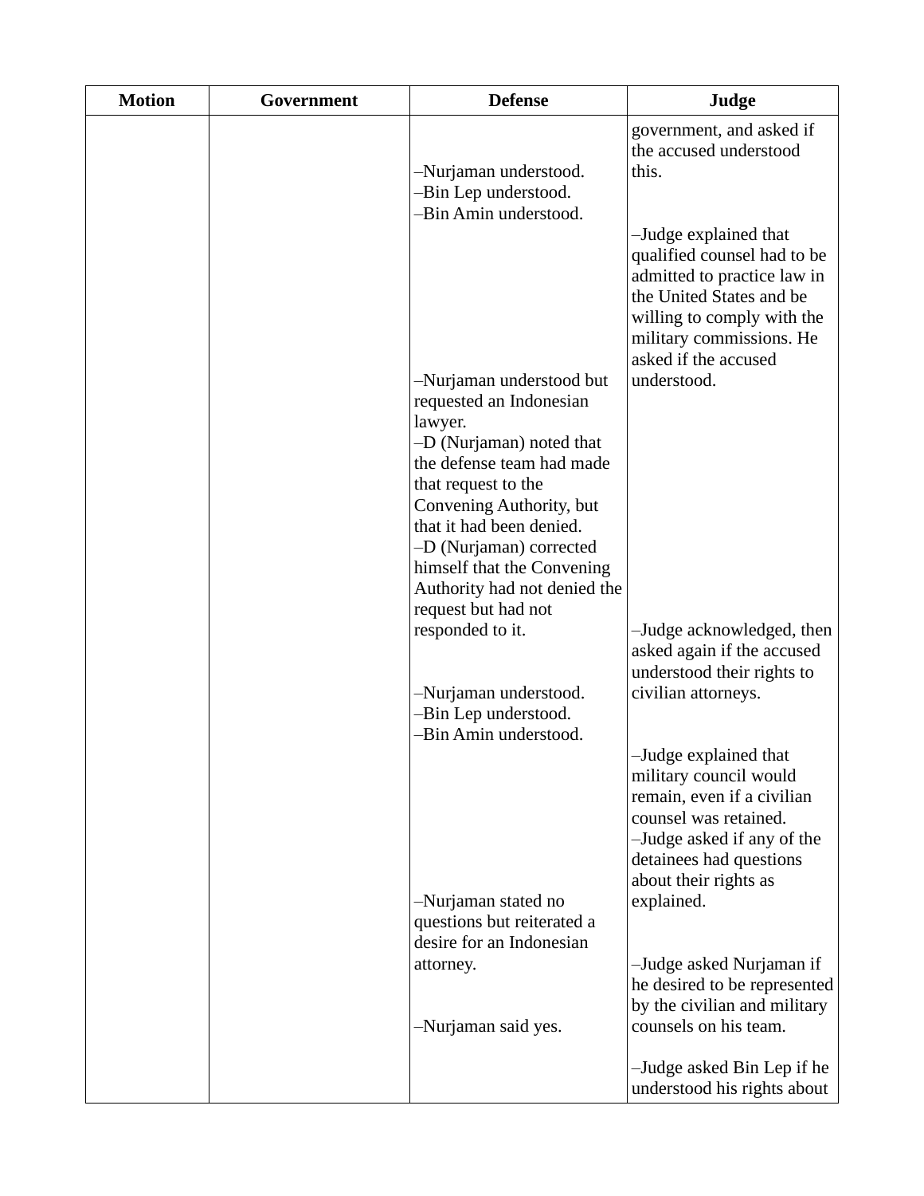| Motion | Government | Defense | Judge |
|---|---|---|---|
| | | | government, and asked if the accused understood this. |
| | | –Nurjaman understood.<br>–Bin Lep understood.<br>–Bin Amin understood. | |
| | | | –Judge explained that qualified counsel had to be admitted to practice law in the United States and be willing to comply with the military commissions. He asked if the accused understood. |
| | | –Nurjaman understood but requested an Indonesian lawyer.<br>–D (Nurjaman) noted that the defense team had made that request to the Convening Authority, but that it had been denied.<br>–D (Nurjaman) corrected himself that the Convening Authority had not denied the request but had not responded to it. | |
| | | | –Judge acknowledged, then asked again if the accused understood their rights to civilian attorneys. |
| | | –Nurjaman understood.<br>–Bin Lep understood.<br>–Bin Amin understood. | |
| | | | –Judge explained that military council would remain, even if a civilian counsel was retained.<br>–Judge asked if any of the detainees had questions about their rights as explained. |
| | | –Nurjaman stated no questions but reiterated a desire for an Indonesian attorney. | |
| | | | –Judge asked Nurjaman if he desired to be represented by the civilian and military counsels on his team. |
| | | –Nurjaman said yes. | |
| | | | –Judge asked Bin Lep if he understood his rights about |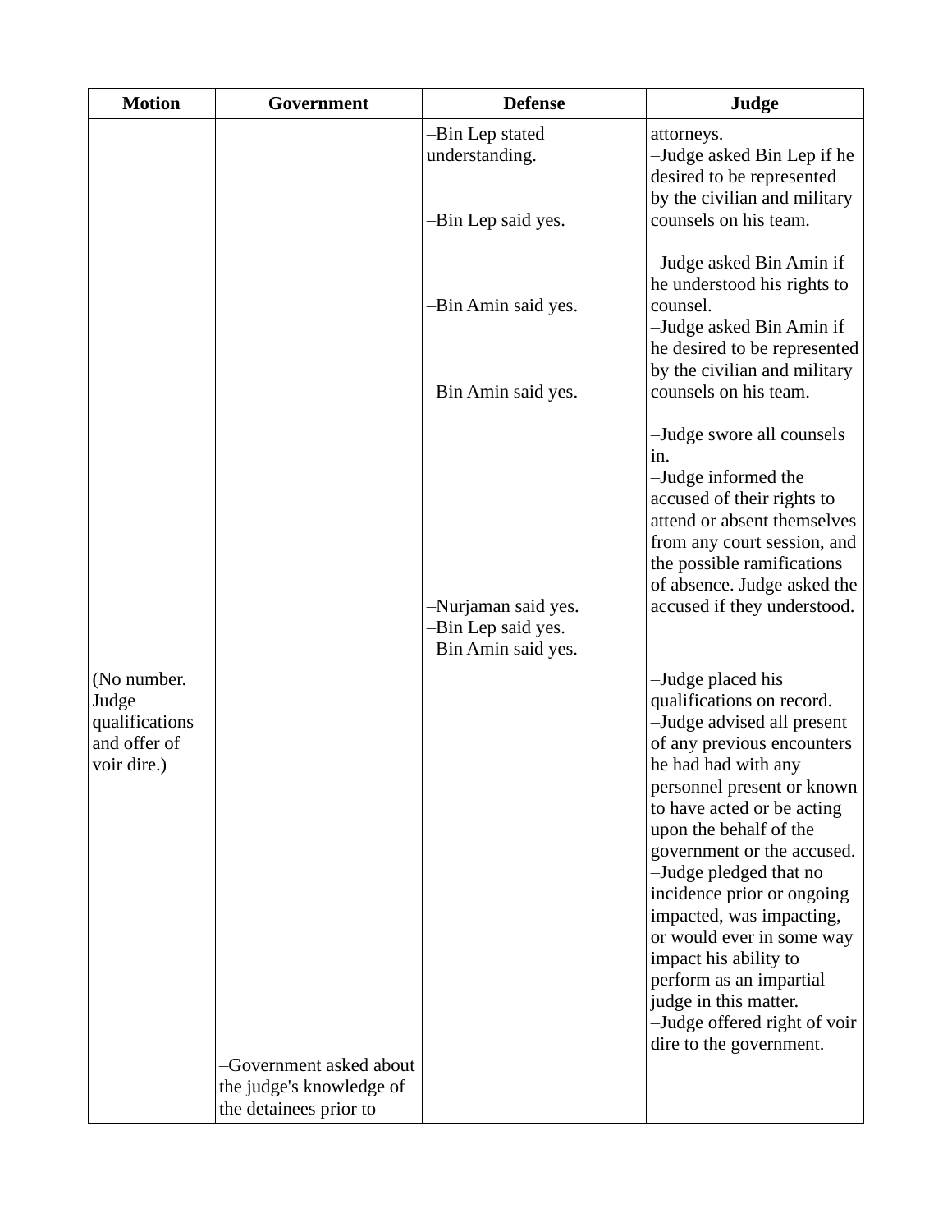| Motion | Government | Defense | Judge |
|---|---|---|---|
| | | –Bin Lep stated understanding.<br><br>–Bin Lep said yes.<br><br>–Bin Amin said yes.<br><br>–Bin Amin said yes.<br><br>–Nurjaman said yes.<br>–Bin Lep said yes.<br>–Bin Amin said yes. | attorneys.<br>–Judge asked Bin Lep if he desired to be represented by the civilian and military counsels on his team.<br><br>–Judge asked Bin Amin if he understood his rights to counsel.<br>–Judge asked Bin Amin if he desired to be represented by the civilian and military counsels on his team.<br><br>–Judge swore all counsels in.<br>–Judge informed the accused of their rights to attend or absent themselves from any court session, and the possible ramifications of absence. Judge asked the accused if they understood. |
| (No number. Judge qualifications and offer of voir dire.) | –Government asked about the judge's knowledge of the detainees prior to | | –Judge placed his qualifications on record.<br>–Judge advised all present of any previous encounters he had had with any personnel present or known to have acted or be acting upon the behalf of the government or the accused.<br>–Judge pledged that no incidence prior or ongoing impacted, was impacting, or would ever in some way impact his ability to perform as an impartial judge in this matter.<br>–Judge offered right of voir dire to the government. |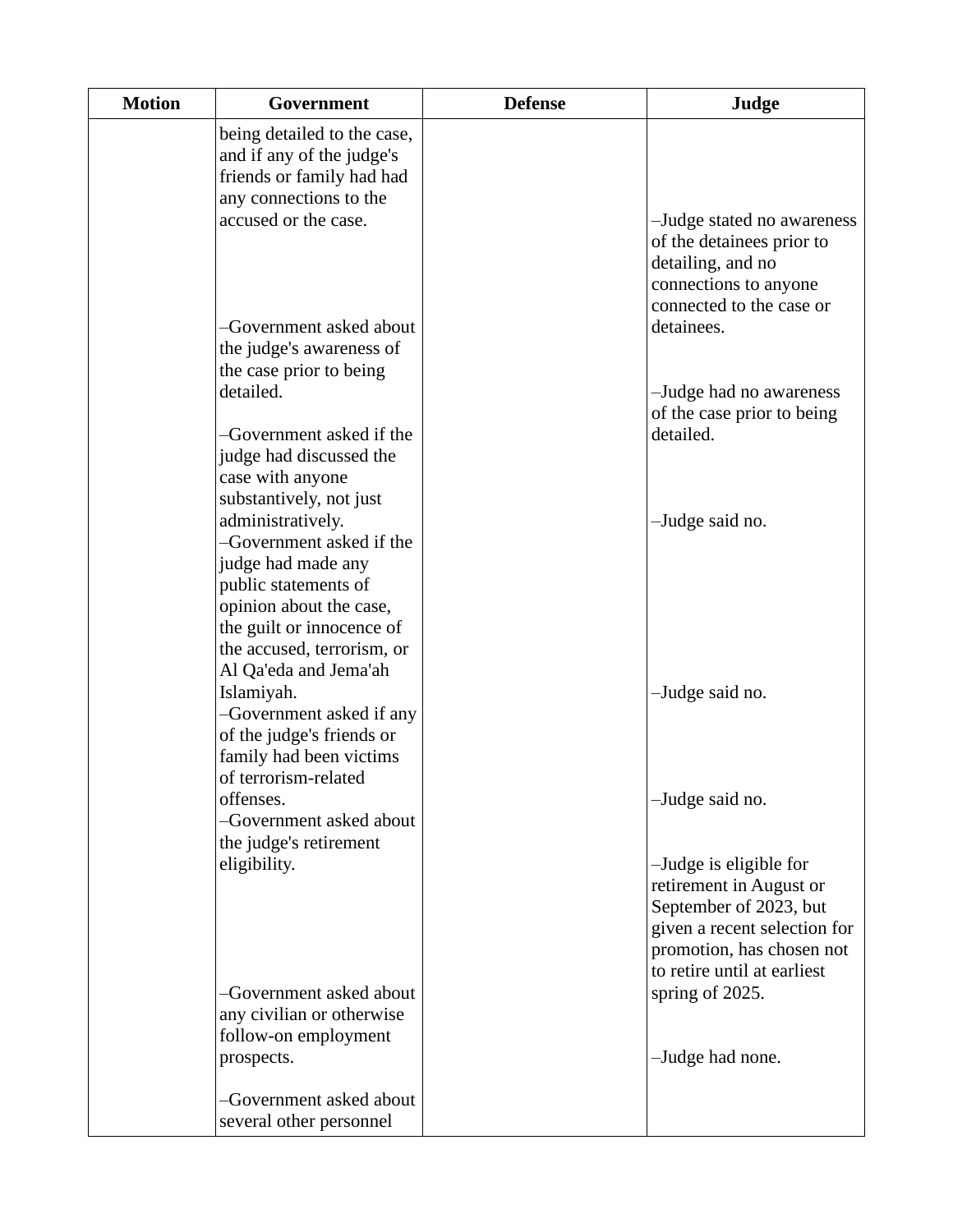| Motion | Government | Defense | Judge |
|---|---|---|---|
| | being detailed to the case, and if any of the judge's friends or family had had any connections to the accused or the case. | | –Judge stated no awareness of the detainees prior to detailing, and no connections to anyone connected to the case or detainees. |
| | –Government asked about the judge's awareness of the case prior to being detailed. | | –Judge had no awareness of the case prior to being detailed. |
| | –Government asked if the judge had discussed the case with anyone substantively, not just administratively. | | –Judge said no. |
| | –Government asked if the judge had made any public statements of opinion about the case, the guilt or innocence of the accused, terrorism, or Al Qa'eda and Jema'ah Islamiyah. | | –Judge said no. |
| | –Government asked if any of the judge's friends or family had been victims of terrorism-related offenses. | | –Judge said no. |
| | –Government asked about the judge's retirement eligibility. | | –Judge is eligible for retirement in August or September of 2023, but given a recent selection for promotion, has chosen not to retire until at earliest spring of 2025. |
| | –Government asked about any civilian or otherwise follow-on employment prospects. | | –Judge had none. |
| | –Government asked about several other personnel | | |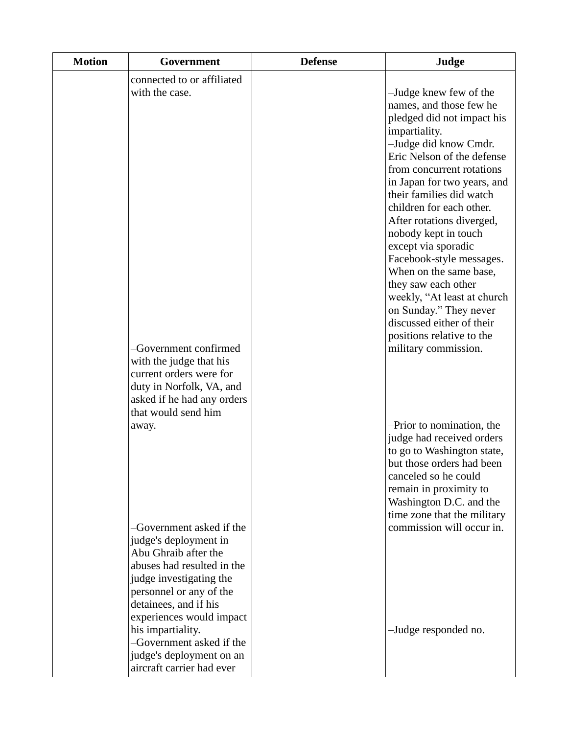| Motion | Government | Defense | Judge |
|---|---|---|---|
| | connected to or affiliated with the case. | | –Judge knew few of the names, and those few he pledged did not impact his impartiality.<br>–Judge did know Cmdr. Eric Nelson of the defense from concurrent rotations in Japan for two years, and their families did watch children for each other. After rotations diverged, nobody kept in touch except via sporadic Facebook-style messages. When on the same base, they saw each other weekly, "At least at church on Sunday." They never discussed either of their positions relative to the military commission. |
| | –Government confirmed with the judge that his current orders were for duty in Norfolk, VA, and asked if he had any orders that would send him away. | | –Prior to nomination, the judge had received orders to go to Washington state, but those orders had been canceled so he could remain in proximity to Washington D.C. and the time zone that the military commission will occur in. |
| | –Government asked if the judge's deployment in Abu Ghraib after the abuses had resulted in the judge investigating the personnel or any of the detainees, and if his experiences would impact his impartiality. | | –Judge responded no. |
| | –Government asked if the judge's deployment on an aircraft carrier had ever | | |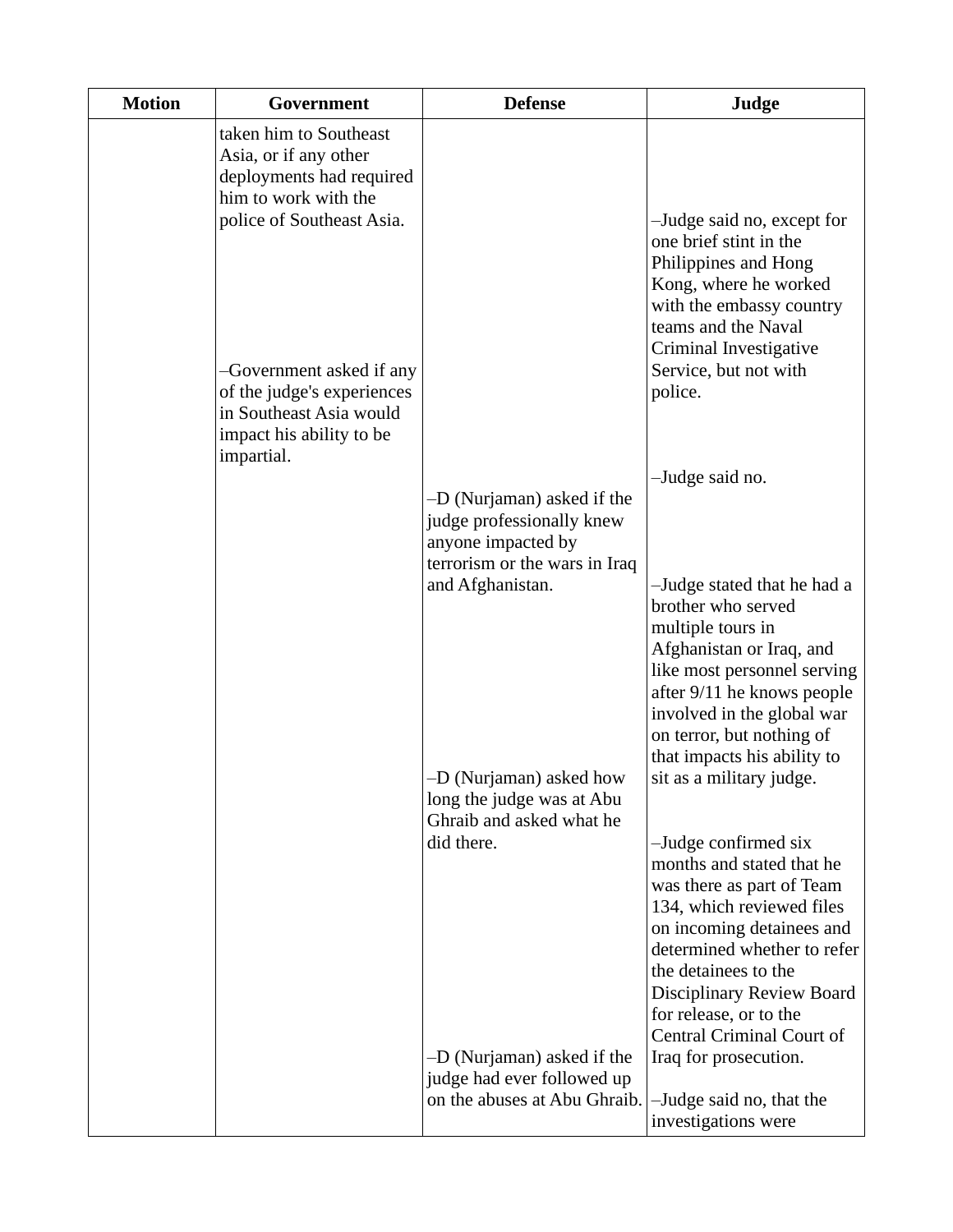| Motion | Government | Defense | Judge |
|---|---|---|---|
| | taken him to Southeast Asia, or if any other deployments had required him to work with the police of Southeast Asia. | | –Judge said no, except for one brief stint in the Philippines and Hong Kong, where he worked with the embassy country teams and the Naval Criminal Investigative Service, but not with police. |
| | –Government asked if any of the judge's experiences in Southeast Asia would impact his ability to be impartial. | | –Judge said no. |
| | | –D (Nurjaman) asked if the judge professionally knew anyone impacted by terrorism or the wars in Iraq and Afghanistan. | –Judge stated that he had a brother who served multiple tours in Afghanistan or Iraq, and like most personnel serving after 9/11 he knows people involved in the global war on terror, but nothing of that impacts his ability to sit as a military judge. |
| | | –D (Nurjaman) asked how long the judge was at Abu Ghraib and asked what he did there. | –Judge confirmed six months and stated that he was there as part of Team 134, which reviewed files on incoming detainees and determined whether to refer the detainees to the Disciplinary Review Board for release, or to the Central Criminal Court of Iraq for prosecution. |
| | | –D (Nurjaman) asked if the judge had ever followed up on the abuses at Abu Ghraib. | –Judge said no, that the investigations were |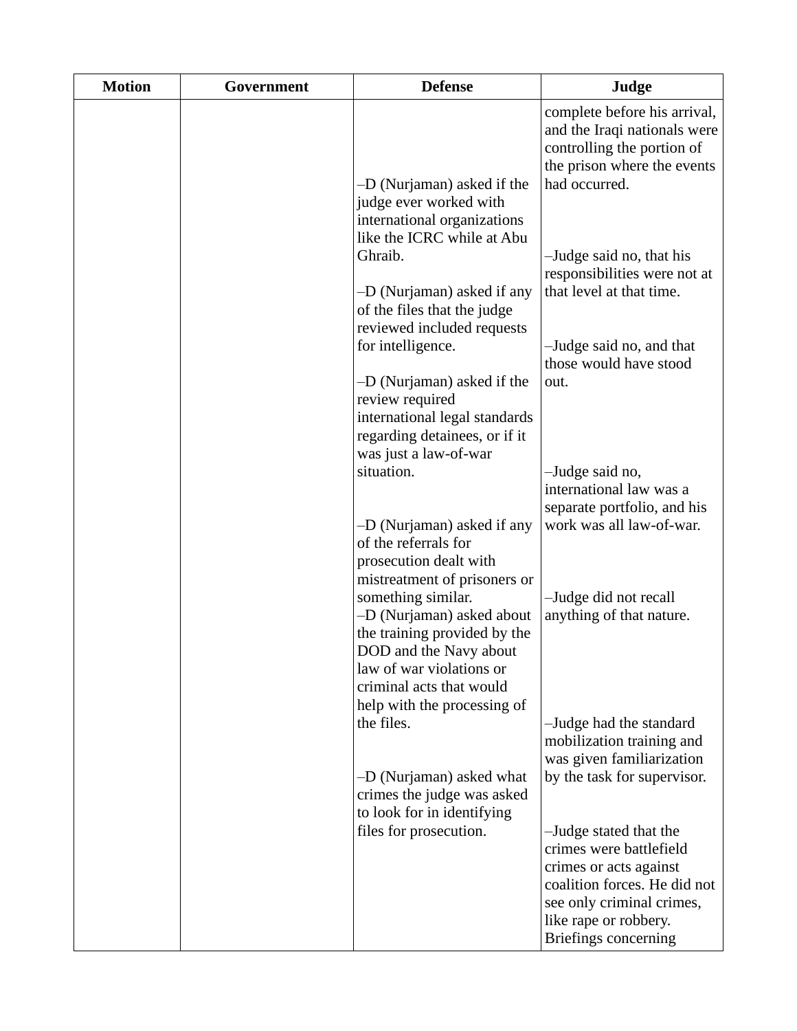| Motion | Government | Defense | Judge |
| --- | --- | --- | --- |
| | | | complete before his arrival, and the Iraqi nationals were controlling the portion of the prison where the events had occurred. |
| | | –D (Nurjaman) asked if the judge ever worked with international organizations like the ICRC while at Abu Ghraib. | –Judge said no, that his responsibilities were not at that level at that time. |
| | | –D (Nurjaman) asked if any of the files that the judge reviewed included requests for intelligence. | –Judge said no, and that those would have stood out. |
| | | –D (Nurjaman) asked if the review required international legal standards regarding detainees, or if it was just a law-of-war situation. | –Judge said no, international law was a separate portfolio, and his work was all law-of-war. |
| | | –D (Nurjaman) asked if any of the referrals for prosecution dealt with mistreatment of prisoners or something similar. | –Judge did not recall anything of that nature. |
| | | –D (Nurjaman) asked about the training provided by the DOD and the Navy about law of war violations or criminal acts that would help with the processing of the files. | –Judge had the standard mobilization training and was given familiarization by the task for supervisor. |
| | | –D (Nurjaman) asked what crimes the judge was asked to look for in identifying files for prosecution. | –Judge stated that the crimes were battlefield crimes or acts against coalition forces. He did not see only criminal crimes, like rape or robbery. Briefings concerning |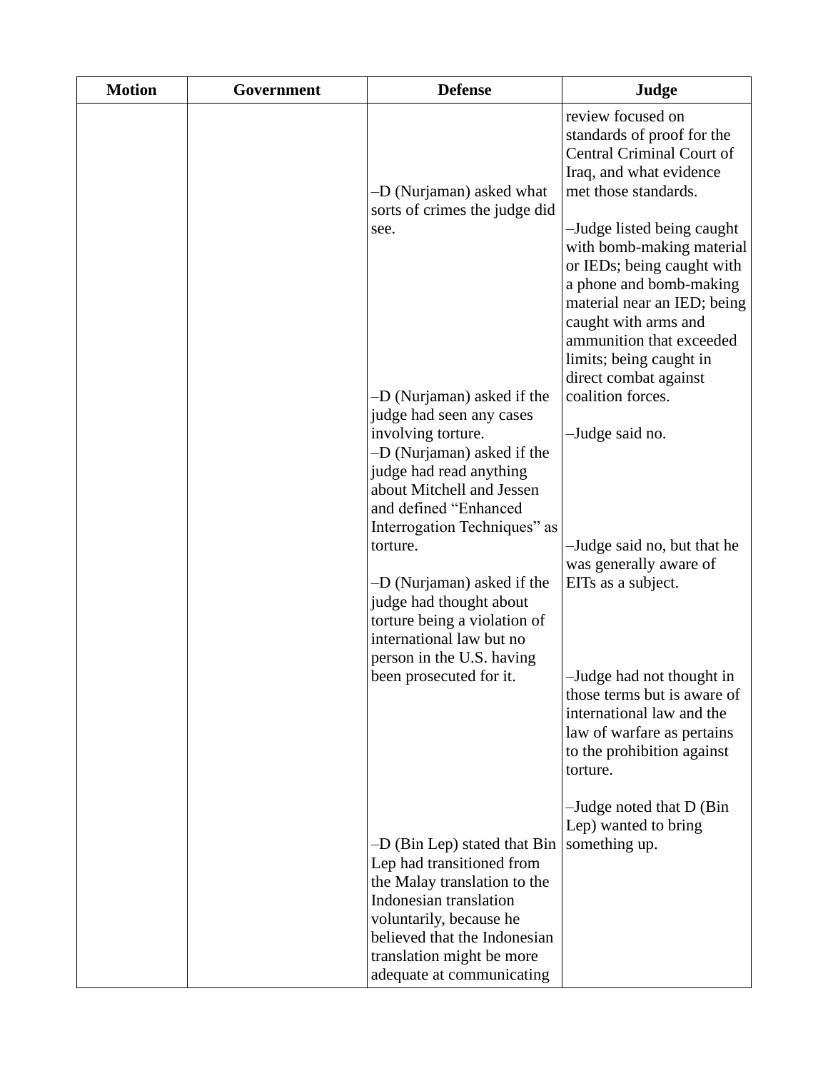| Motion | Government | Defense | Judge |
|---|---|---|---|
| | | | review focused on standards of proof for the Central Criminal Court of Iraq, and what evidence met those standards. |
| | | –D (Nurjaman) asked what sorts of crimes the judge did see. | –Judge listed being caught with bomb-making material or IEDs; being caught with a phone and bomb-making material near an IED; being caught with arms and ammunition that exceeded limits; being caught in direct combat against coalition forces. |
| | | –D (Nurjaman) asked if the judge had seen any cases involving torture. | –Judge said no. |
| | | –D (Nurjaman) asked if the judge had read anything about Mitchell and Jessen and defined "Enhanced Interrogation Techniques" as torture. | –Judge said no, but that he was generally aware of EITs as a subject. |
| | | –D (Nurjaman) asked if the judge had thought about torture being a violation of international law but no person in the U.S. having been prosecuted for it. | –Judge had not thought in those terms but is aware of international law and the law of warfare as pertains to the prohibition against torture. |
| | | | –Judge noted that D (Bin Lep) wanted to bring something up. |
| | | –D (Bin Lep) stated that Bin Lep had transitioned from the Malay translation to the Indonesian translation voluntarily, because he believed that the Indonesian translation might be more adequate at communicating | |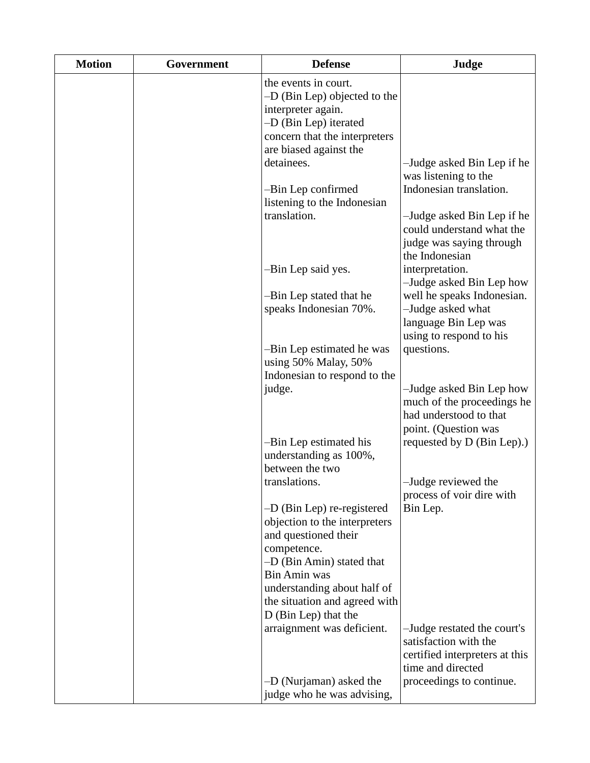| Motion | Government | Defense | Judge |
|---|---|---|---|
| | | the events in court.<br>–D (Bin Lep) objected to the interpreter again.<br>–D (Bin Lep) iterated concern that the interpreters are biased against the detainees. | |
| | | | –Judge asked Bin Lep if he was listening to the Indonesian translation. |
| | | –Bin Lep confirmed listening to the Indonesian translation. | |
| | | | –Judge asked Bin Lep if he could understand what the judge was saying through the Indonesian interpretation. |
| | | –Bin Lep said yes. | |
| | | | –Judge asked Bin Lep how well he speaks Indonesian. |
| | | –Bin Lep stated that he speaks Indonesian 70%. | |
| | | | –Judge asked what language Bin Lep was using to respond to his questions. |
| | | –Bin Lep estimated he was using 50% Malay, 50% Indonesian to respond to the judge. | |
| | | | –Judge asked Bin Lep how much of the proceedings he had understood to that point. (Question was requested by D (Bin Lep).) |
| | | –Bin Lep estimated his understanding as 100%, between the two translations. | |
| | | | –Judge reviewed the process of voir dire with Bin Lep. |
| | | –D (Bin Lep) re-registered objection to the interpreters and questioned their competence.<br>–D (Bin Amin) stated that Bin Amin was understanding about half of the situation and agreed with D (Bin Lep) that the arraignment was deficient. | |
| | | | –Judge restated the court's satisfaction with the certified interpreters at this time and directed proceedings to continue. |
| | | –D (Nurjaman) asked the judge who he was advising, | |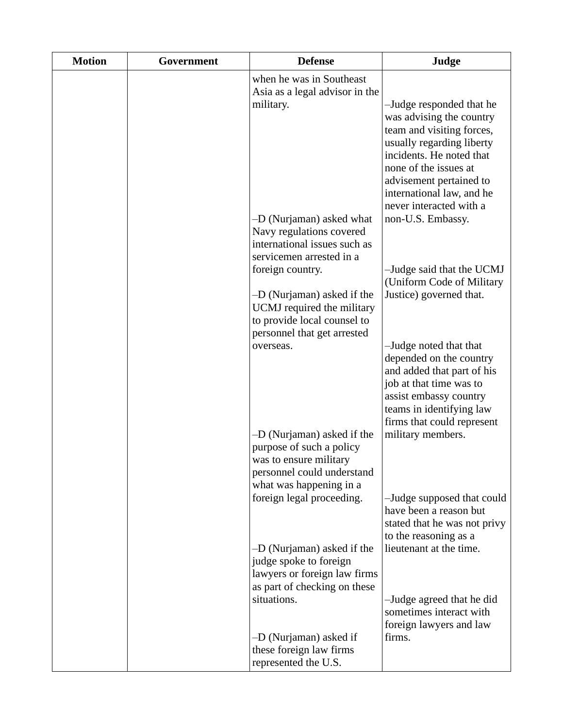| Motion | Government | Defense | Judge |
|---|---|---|---|
| | | when he was in Southeast Asia as a legal advisor in the military. | –Judge responded that he was advising the country team and visiting forces, usually regarding liberty incidents. He noted that none of the issues at advisement pertained to international law, and he never interacted with a non-U.S. Embassy. |
| | | –D (Nurjaman) asked what Navy regulations covered international issues such as servicemen arrested in a foreign country. | –Judge said that the UCMJ (Uniform Code of Military Justice) governed that. |
| | | –D (Nurjaman) asked if the UCMJ required the military to provide local counsel to personnel that get arrested overseas. | –Judge noted that that depended on the country and added that part of his job at that time was to assist embassy country teams in identifying law firms that could represent military members. |
| | | –D (Nurjaman) asked if the purpose of such a policy was to ensure military personnel could understand what was happening in a foreign legal proceeding. | –Judge supposed that could have been a reason but stated that he was not privy to the reasoning as a lieutenant at the time. |
| | | –D (Nurjaman) asked if the judge spoke to foreign lawyers or foreign law firms as part of checking on these situations. | –Judge agreed that he did sometimes interact with foreign lawyers and law firms. |
| | | –D (Nurjaman) asked if these foreign law firms represented the U.S. | |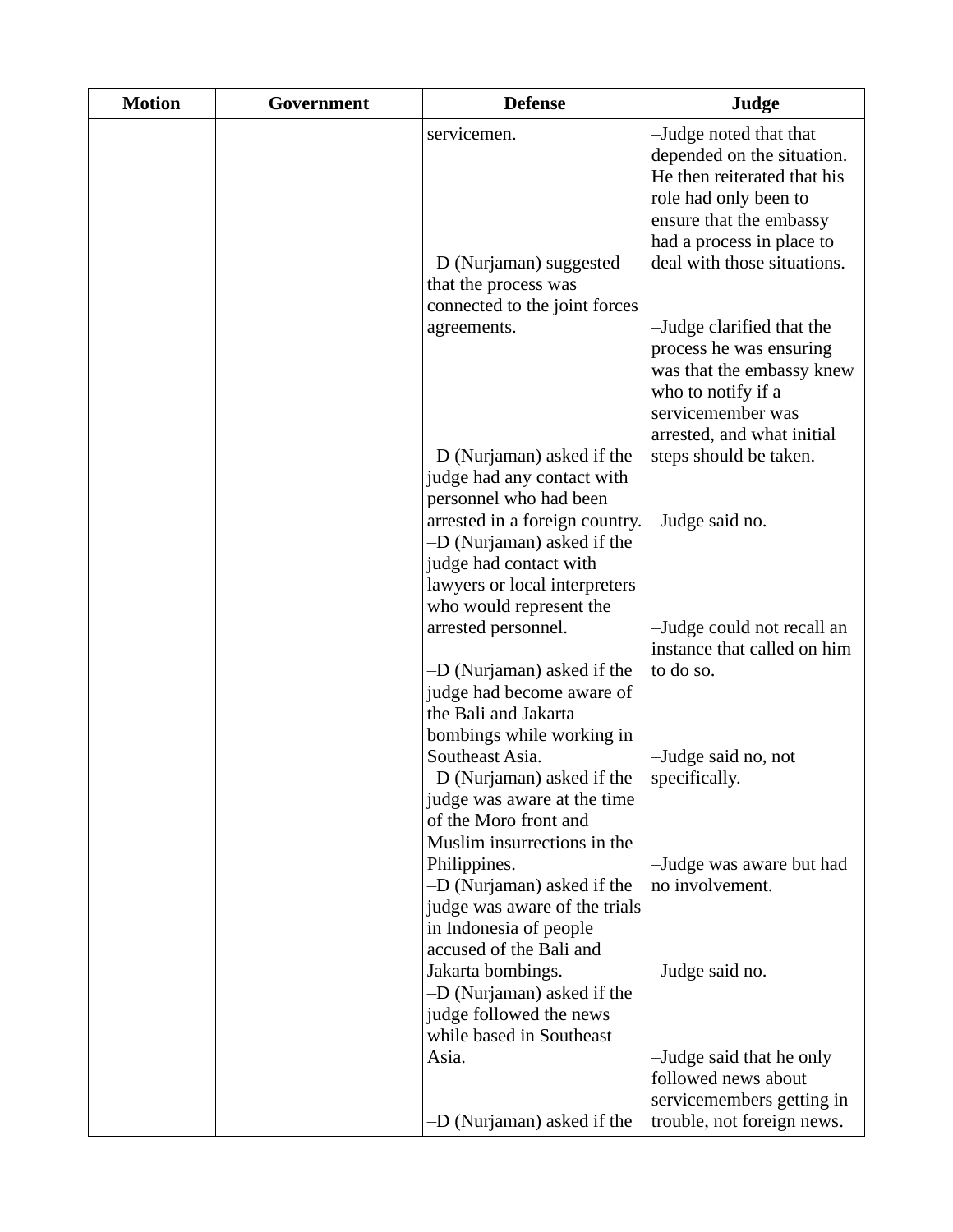| Motion | Government | Defense | Judge |
| --- | --- | --- | --- |
| | | servicemen. | –Judge noted that that depended on the situation. He then reiterated that his role had only been to ensure that the embassy had a process in place to deal with those situations. |
| | | –D (Nurjaman) suggested that the process was connected to the joint forces agreements. | –Judge clarified that the process he was ensuring was that the embassy knew who to notify if a servicemember was arrested, and what initial steps should be taken. |
| | | –D (Nurjaman) asked if the judge had any contact with personnel who had been arrested in a foreign country. | –Judge said no. |
| | | –D (Nurjaman) asked if the judge had contact with lawyers or local interpreters who would represent the arrested personnel. | –Judge could not recall an instance that called on him to do so. |
| | | –D (Nurjaman) asked if the judge had become aware of the Bali and Jakarta bombings while working in Southeast Asia. | –Judge said no, not specifically. |
| | | –D (Nurjaman) asked if the judge was aware at the time of the Moro front and Muslim insurrections in the Philippines. | –Judge was aware but had no involvement. |
| | | –D (Nurjaman) asked if the judge was aware of the trials in Indonesia of people accused of the Bali and Jakarta bombings. | –Judge said no. |
| | | –D (Nurjaman) asked if the judge followed the news while based in Southeast Asia. | –Judge said that he only followed news about servicemembers getting in trouble, not foreign news. |
| | | –D (Nurjaman) asked if the | |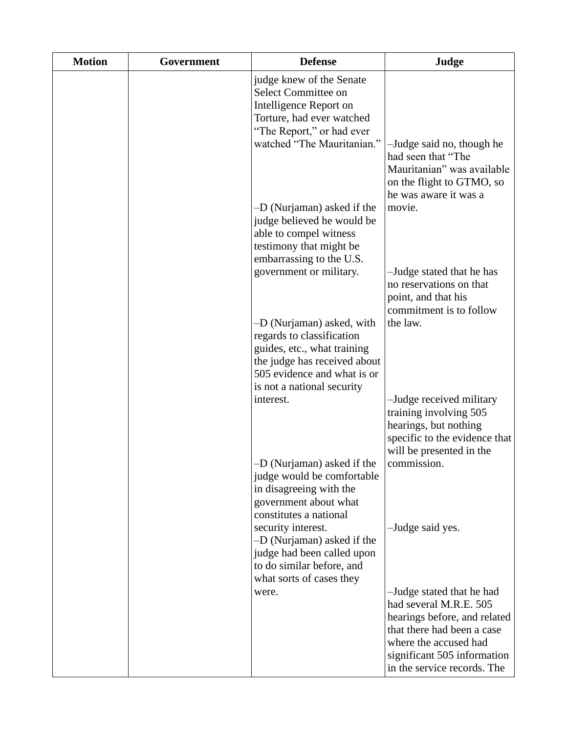| Motion | Government | Defense | Judge |
|---|---|---|---|
| | | judge knew of the Senate Select Committee on Intelligence Report on Torture, had ever watched "The Report," or had ever watched "The Mauritanian." | –Judge said no, though he had seen that "The Mauritanian" was available on the flight to GTMO, so he was aware it was a movie. |
| | | –D (Nurjaman) asked if the judge believed he would be able to compel witness testimony that might be embarrassing to the U.S. government or military. | –Judge stated that he has no reservations on that point, and that his commitment is to follow the law. |
| | | –D (Nurjaman) asked, with regards to classification guides, etc., what training the judge has received about 505 evidence and what is or is not a national security interest. | –Judge received military training involving 505 hearings, but nothing specific to the evidence that will be presented in the commission. |
| | | –D (Nurjaman) asked if the judge would be comfortable in disagreeing with the government about what constitutes a national security interest. | –Judge said yes. |
| | | –D (Nurjaman) asked if the judge had been called upon to do similar before, and what sorts of cases they were. | –Judge stated that he had had several M.R.E. 505 hearings before, and related that there had been a case where the accused had significant 505 information in the service records. The |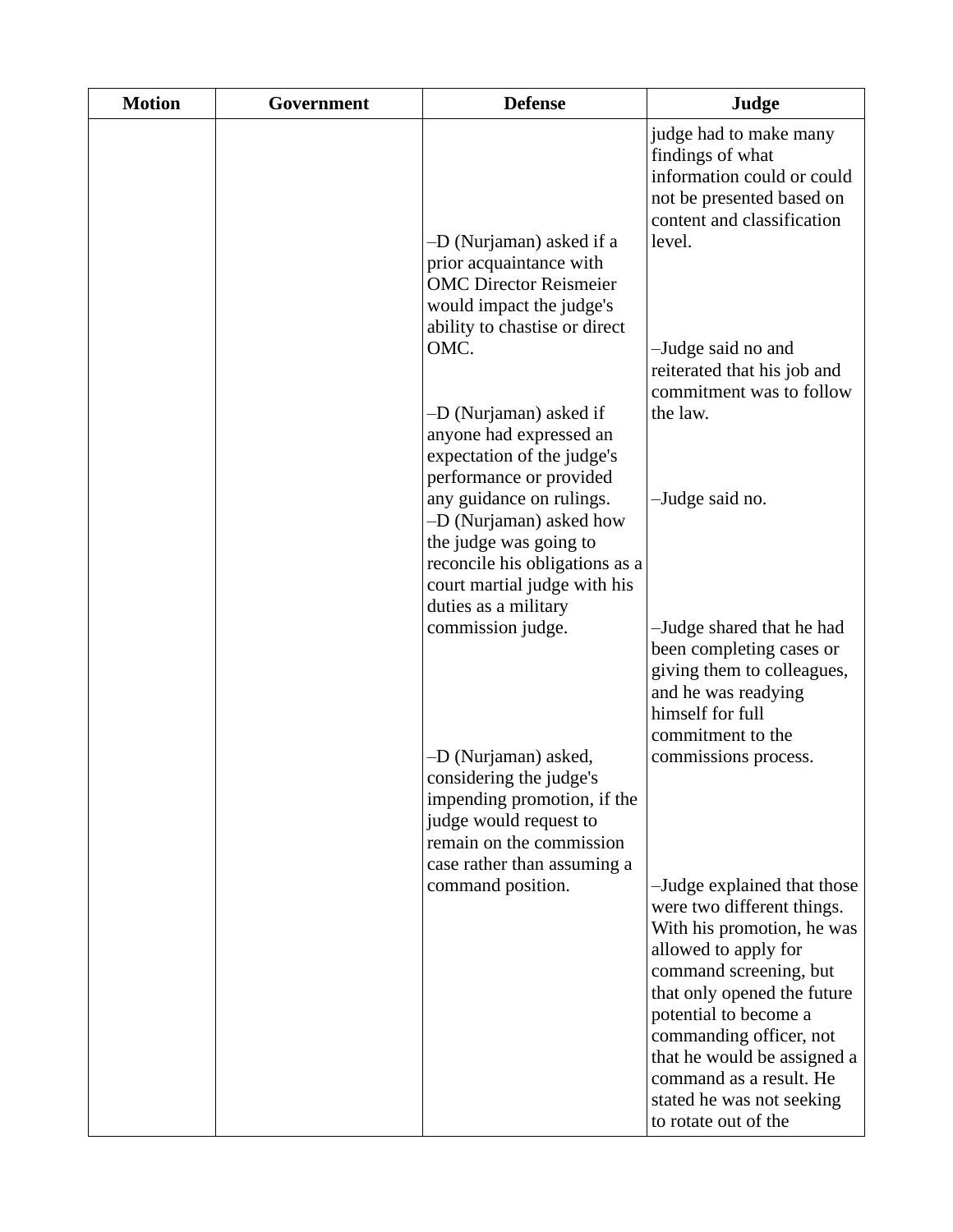| Motion | Government | Defense | Judge |
| --- | --- | --- | --- |
| | | | judge had to make many findings of what information could or could not be presented based on content and classification level. |
| | | –D (Nurjaman) asked if a prior acquaintance with OMC Director Reismeier would impact the judge's ability to chastise or direct OMC. | –Judge said no and reiterated that his job and commitment was to follow the law. |
| | | –D (Nurjaman) asked if anyone had expressed an expectation of the judge's performance or provided any guidance on rulings. | –Judge said no. |
| | | –D (Nurjaman) asked how the judge was going to reconcile his obligations as a court martial judge with his duties as a military commission judge. | –Judge shared that he had been completing cases or giving them to colleagues, and he was readying himself for full commitment to the commissions process. |
| | | –D (Nurjaman) asked, considering the judge's impending promotion, if the judge would request to remain on the commission case rather than assuming a command position. | –Judge explained that those were two different things. With his promotion, he was allowed to apply for command screening, but that only opened the future potential to become a commanding officer, not that he would be assigned a command as a result. He stated he was not seeking to rotate out of the |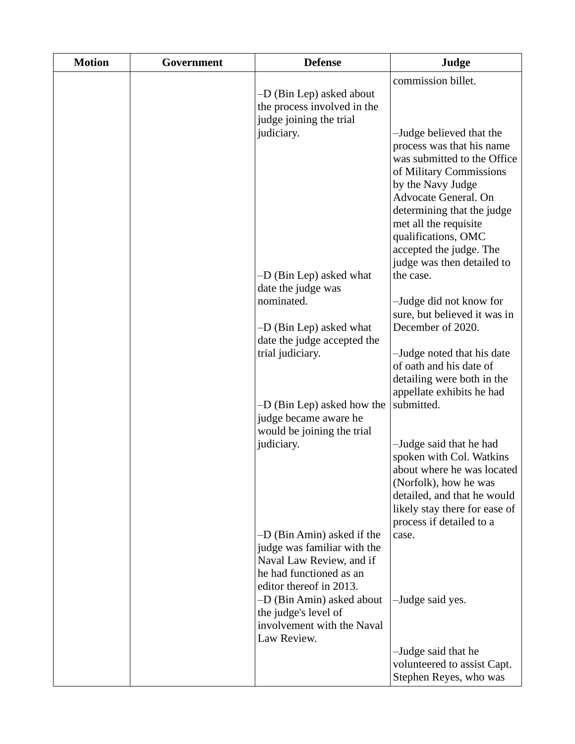| Motion | Government | Defense | Judge |
|---|---|---|---|
| | | | commission billet. |
| | | –D (Bin Lep) asked about the process involved in the judge joining the trial judiciary. | –Judge believed that the process was that his name was submitted to the Office of Military Commissions by the Navy Judge Advocate General. On determining that the judge met all the requisite qualifications, OMC accepted the judge. The judge was then detailed to the case. |
| | | –D (Bin Lep) asked what date the judge was nominated. | –Judge did not know for sure, but believed it was in December of 2020. |
| | | –D (Bin Lep) asked what date the judge accepted the trial judiciary. | –Judge noted that his date of oath and his date of detailing were both in the appellate exhibits he had submitted. |
| | | –D (Bin Lep) asked how the judge became aware he would be joining the trial judiciary. | –Judge said that he had spoken with Col. Watkins about where he was located (Norfolk), how he was detailed, and that he would likely stay there for ease of process if detailed to a case. |
| | | –D (Bin Amin) asked if the judge was familiar with the Naval Law Review, and if he had functioned as an editor thereof in 2013. | –Judge said yes. |
| | | –D (Bin Amin) asked about the judge's level of involvement with the Naval Law Review. | –Judge said that he volunteered to assist Capt. Stephen Reyes, who was |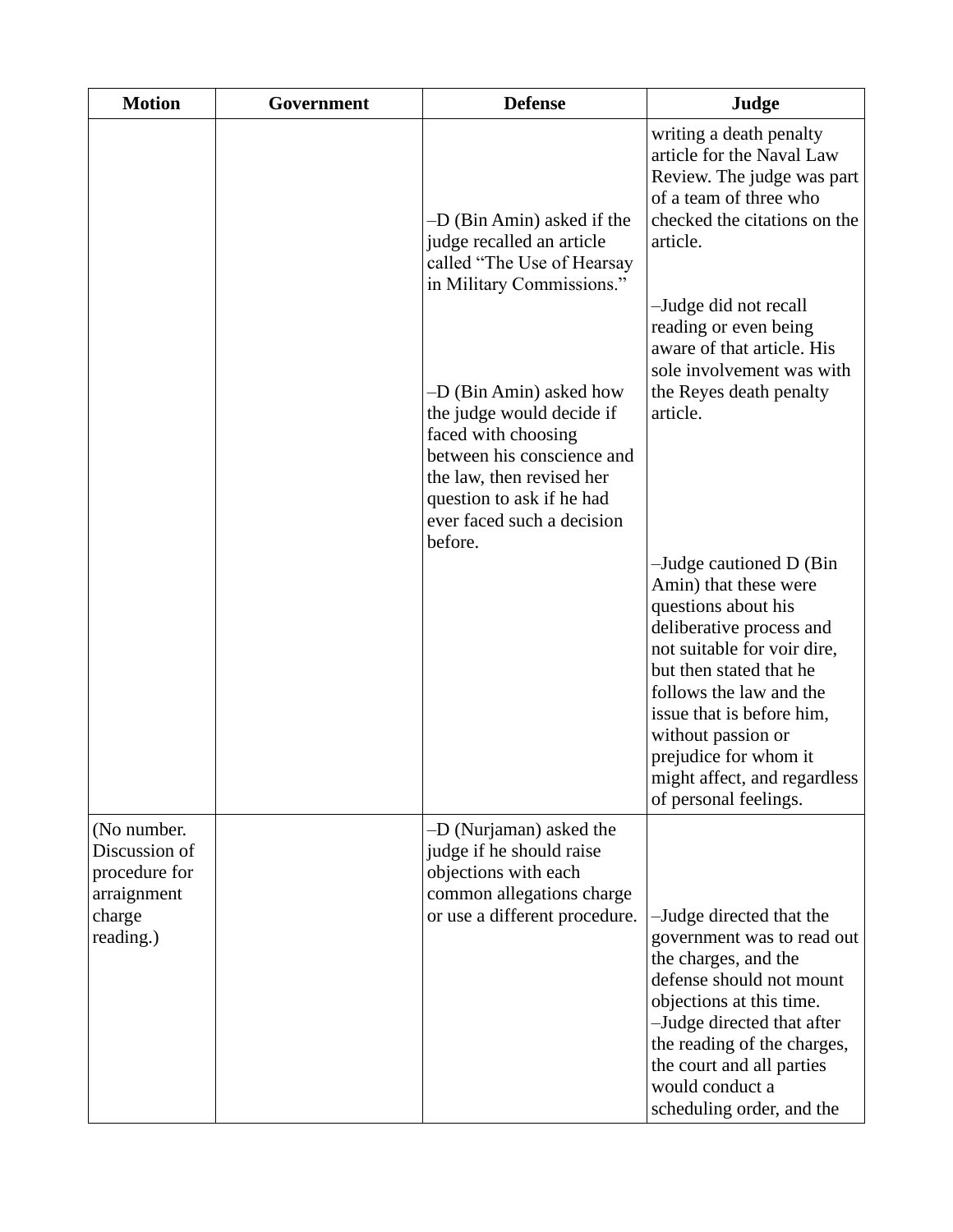| Motion | Government | Defense | Judge |
|---|---|---|---|
| | | –D (Bin Amin) asked if the judge recalled an article called “The Use of Hearsay in Military Commissions.”<br><br>–D (Bin Amin) asked how the judge would decide if faced with choosing between his conscience and the law, then revised her question to ask if he had ever faced such a decision before. | writing a death penalty article for the Naval Law Review. The judge was part of a team of three who checked the citations on the article.<br><br>–Judge did not recall reading or even being aware of that article. His sole involvement was with the Reyes death penalty article.<br><br>–Judge cautioned D (Bin Amin) that these were questions about his deliberative process and not suitable for voir dire, but then stated that he follows the law and the issue that is before him, without passion or prejudice for whom it might affect, and regardless of personal feelings. |
| (No number. Discussion of procedure for arraignment charge reading.) | | –D (Nurjaman) asked the judge if he should raise objections with each common allegations charge or use a different procedure. | –Judge directed that the government was to read out the charges, and the defense should not mount objections at this time.<br>–Judge directed that after the reading of the charges, the court and all parties would conduct a scheduling order, and the |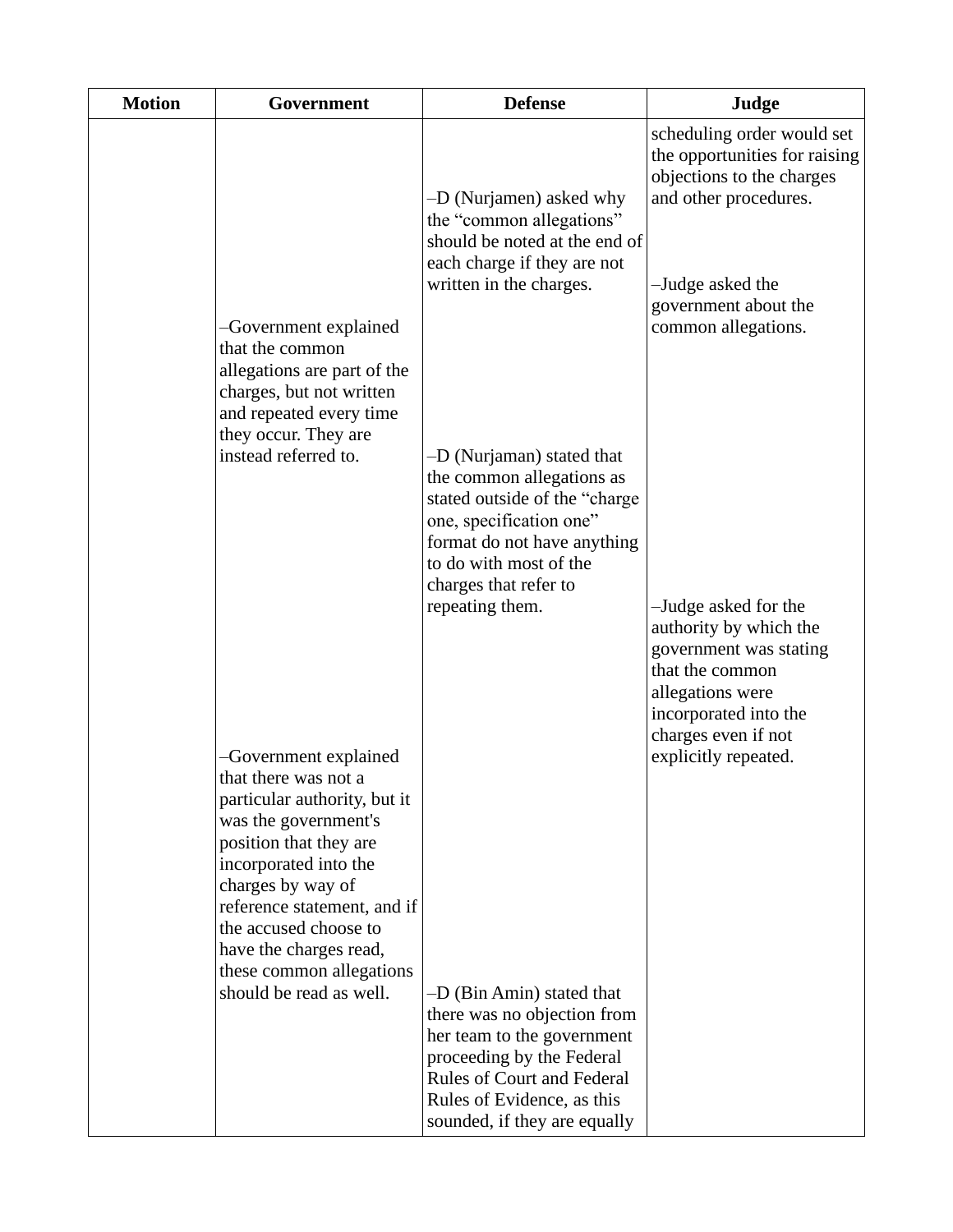| Motion | Government | Defense | Judge |
|---|---|---|---|
| | | | scheduling order would set the opportunities for raising objections to the charges and other procedures. |
| | | –D (Nurjamen) asked why the “common allegations” should be noted at the end of each charge if they are not written in the charges. | –Judge asked the government about the common allegations. |
| | –Government explained that the common allegations are part of the charges, but not written and repeated every time they occur. They are instead referred to. | –D (Nurjaman) stated that the common allegations as stated outside of the “charge one, specification one” format do not have anything to do with most of the charges that refer to repeating them. | –Judge asked for the authority by which the government was stating that the common allegations were incorporated into the charges even if not explicitly repeated. |
| | –Government explained that there was not a particular authority, but it was the government's position that they are incorporated into the charges by way of reference statement, and if the accused choose to have the charges read, these common allegations should be read as well. | –D (Bin Amin) stated that there was no objection from her team to the government proceeding by the Federal Rules of Court and Federal Rules of Evidence, as this sounded, if they are equally | |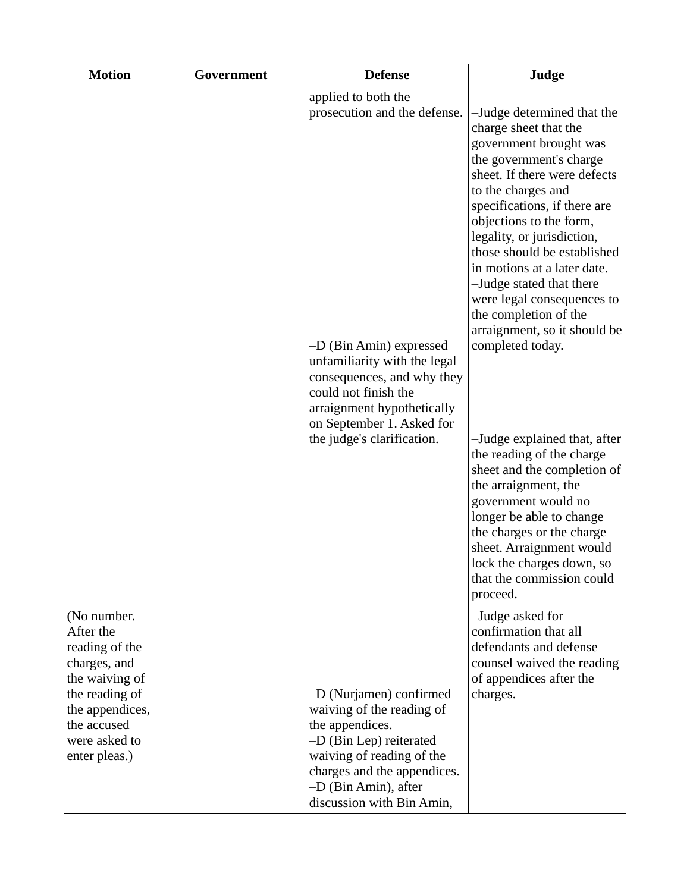| Motion | Government | Defense | Judge |
|---|---|---|---|
| | | applied to both the prosecution and the defense.<br>–D (Bin Amin) expressed unfamiliarity with the legal consequences, and why they could not finish the arraignment hypothetically on September 1. Asked for the judge's clarification. | –Judge determined that the charge sheet that the government brought was the government's charge sheet. If there were defects to the charges and specifications, if there are objections to the form, legality, or jurisdiction, those should be established in motions at a later date.<br>–Judge stated that there were legal consequences to the completion of the arraignment, so it should be completed today.<br>–Judge explained that, after the reading of the charge sheet and the completion of the arraignment, the government would no longer be able to change the charges or the charge sheet. Arraignment would lock the charges down, so that the commission could proceed. |
| (No number. After the reading of the charges, and the waiving of the reading of the appendices, the accused were asked to enter pleas.) | | –D (Nurjamen) confirmed waiving of the reading of the appendices.<br>–D (Bin Lep) reiterated waiving of reading of the charges and the appendices.<br>–D (Bin Amin), after discussion with Bin Amin, | –Judge asked for confirmation that all defendants and defense counsel waived the reading of appendices after the charges. |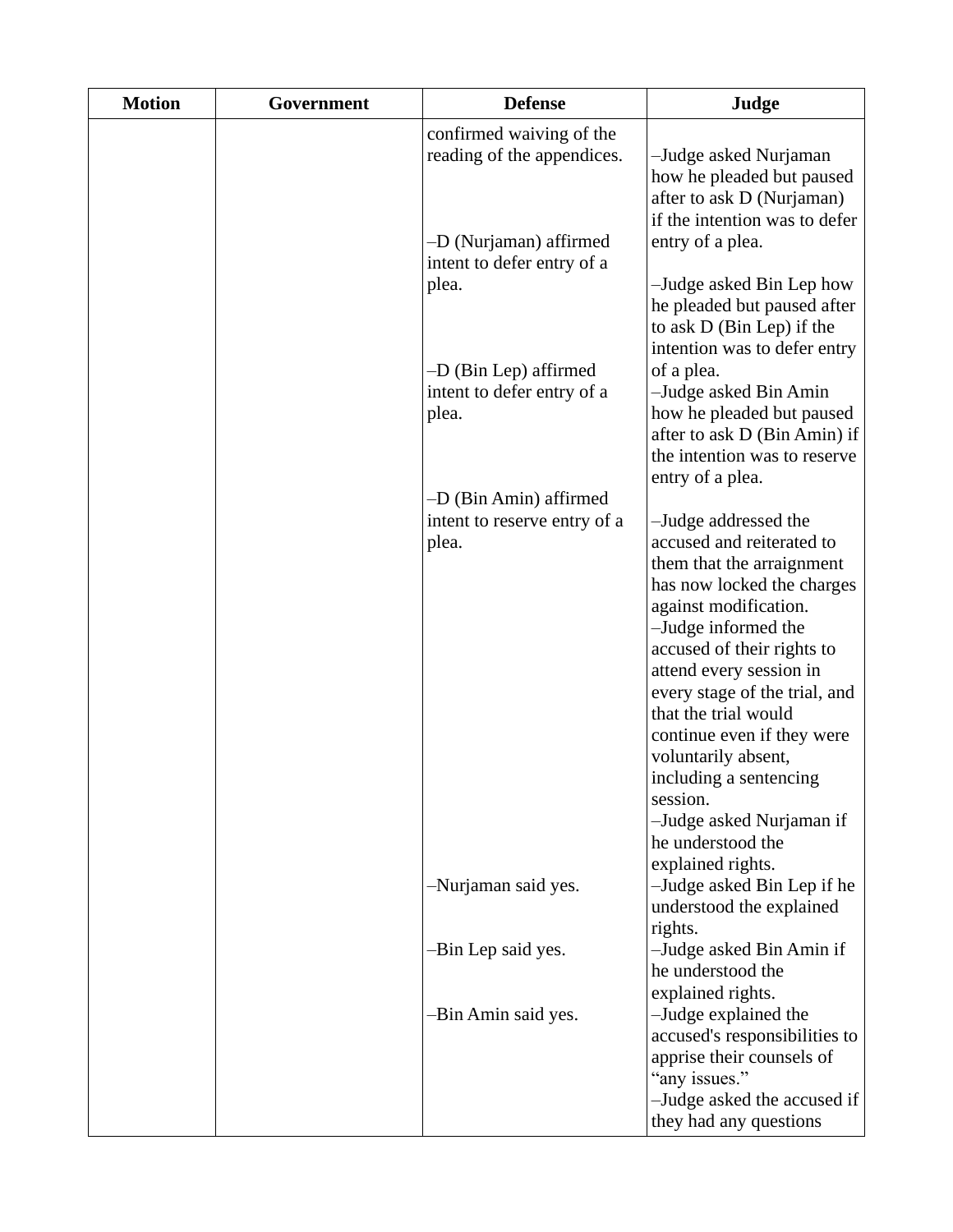| Motion | Government | Defense | Judge |
|---|---|---|---|
| | | confirmed waiving of the reading of the appendices. | –Judge asked Nurjaman how he pleaded but paused after to ask D (Nurjaman) if the intention was to defer entry of a plea. |
| | | –D (Nurjaman) affirmed intent to defer entry of a plea. | –Judge asked Bin Lep how he pleaded but paused after to ask D (Bin Lep) if the intention was to defer entry of a plea. |
| | | –D (Bin Lep) affirmed intent to defer entry of a plea. | –Judge asked Bin Amin how he pleaded but paused after to ask D (Bin Amin) if the intention was to reserve entry of a plea. |
| | | –D (Bin Amin) affirmed intent to reserve entry of a plea. | –Judge addressed the accused and reiterated to them that the arraignment has now locked the charges against modification.<br>–Judge informed the accused of their rights to attend every session in every stage of the trial, and that the trial would continue even if they were voluntarily absent, including a sentencing session.<br>–Judge asked Nurjaman if he understood the explained rights. |
| | | –Nurjaman said yes. | –Judge asked Bin Lep if he understood the explained rights. |
| | | –Bin Lep said yes. | –Judge asked Bin Amin if he understood the explained rights. |
| | | –Bin Amin said yes. | –Judge explained the accused's responsibilities to apprise their counsels of "any issues."<br>–Judge asked the accused if they had any questions |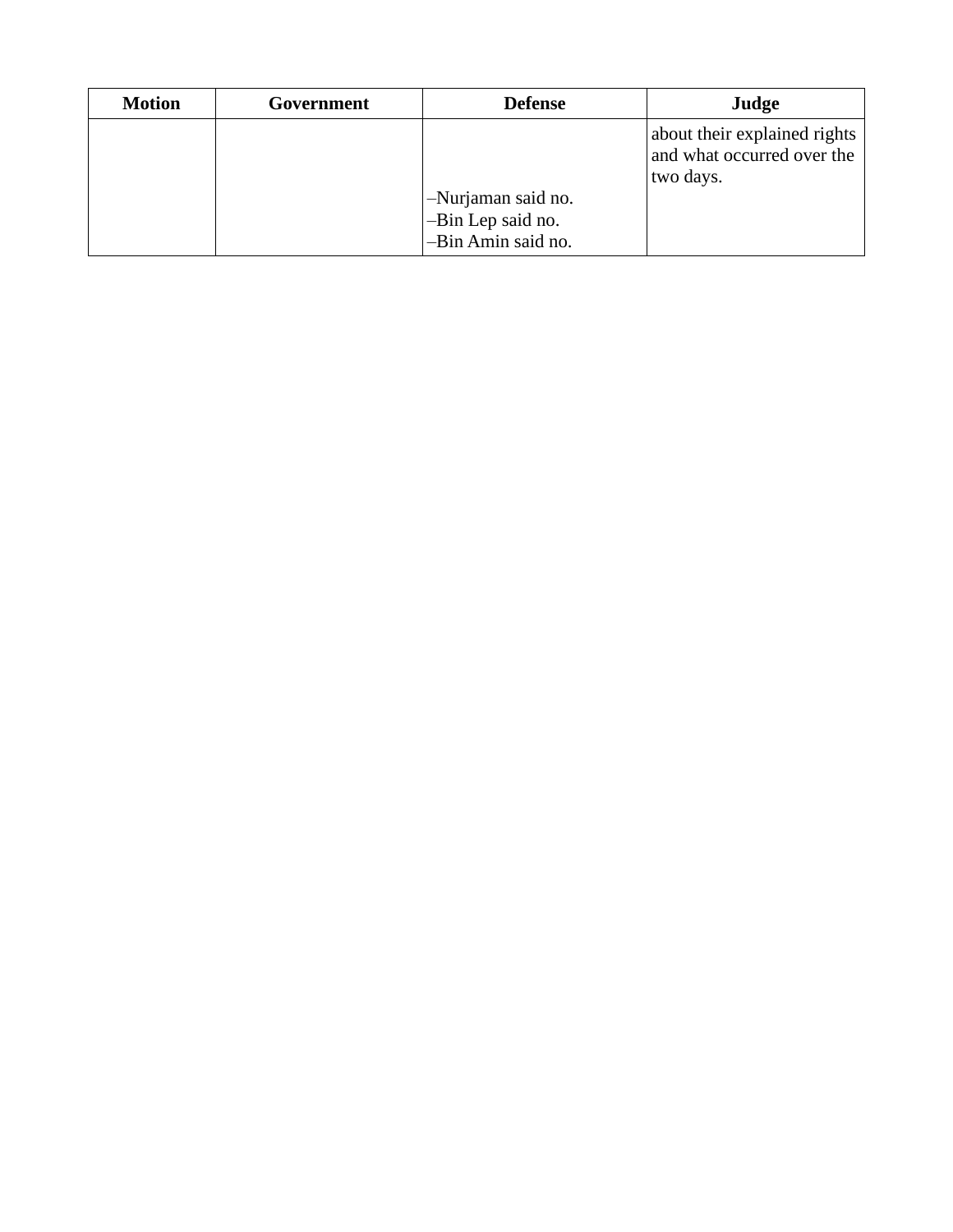| Motion | Government | Defense | Judge |
| --- | --- | --- | --- |
| | | –Nurjaman said no.<br>–Bin Lep said no.<br>–Bin Amin said no. | about their explained rights and what occurred over the two days. |